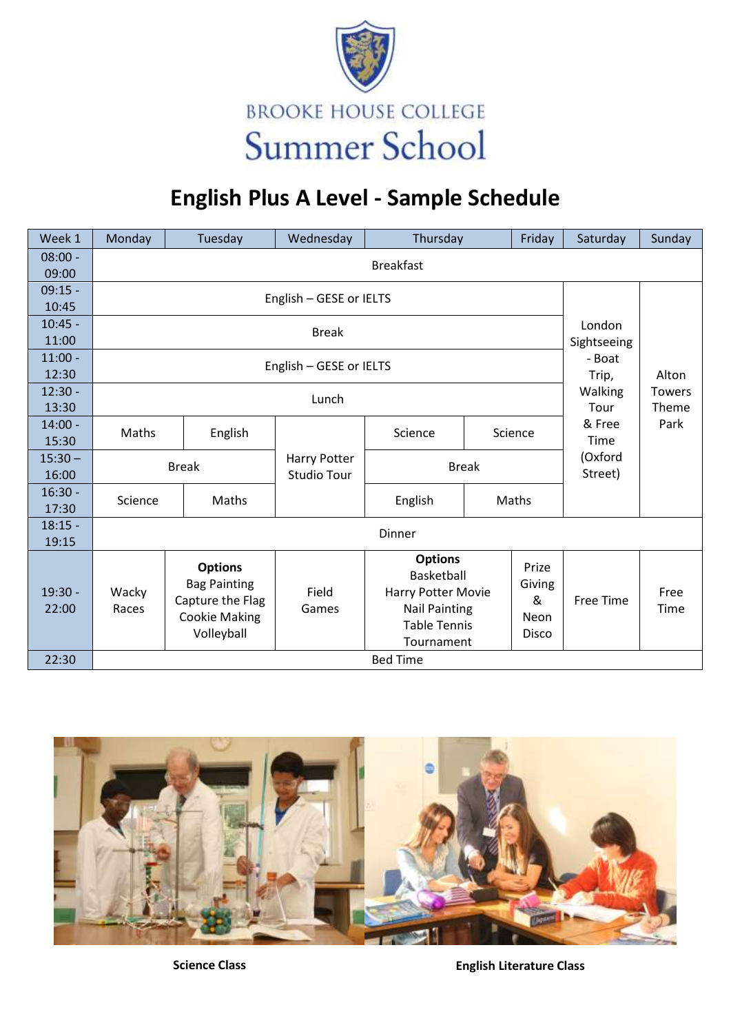BROOKE HOUSE COLLEGE

Summer School

# English Plus A Level - Sample Schedule

| Week 1 | Monday | Tuesday | Wednesday | Thursday | Friday | Saturday | Sunday |
|---|---|---|---|---|---|---|---|
| 08:00 - 09:00 | Breakfast | | | | | | |
| 09:15 - 10:45 | English – GESE or IELTS | | | | | London Sightseeing - Boat Trip, Walking Tour & Free Time (Oxford Street) | Alton Towers Theme Park |
| 10:45 - 11:00 | Break | | | | | | |
| 11:00 - 12:30 | English – GESE or IELTS | | | | | | |
| 12:30 - 13:30 | Lunch | | | | | | |
| 14:00 - 15:30 | Maths | English | Harry Potter Studio Tour | Science | Science | | |
| 15:30 – 16:00 | Break | | | Break | | | |
| 16:30 - 17:30 | Science | Maths | | English | Maths | | |
| 18:15 - 19:15 | Dinner | | | | | | |
| 19:30 - 22:00 | Wacky Races | **Options** Bag Painting Capture the Flag Cookie Making Volleyball | Field Games | **Options** Basketball Harry Potter Movie Nail Painting Table Tennis Tournament | Prize Giving & Neon Disco | Free Time | Free Time |
| 22:30 | Bed Time | | | | | | |

**Science Class**

**English Literature Class**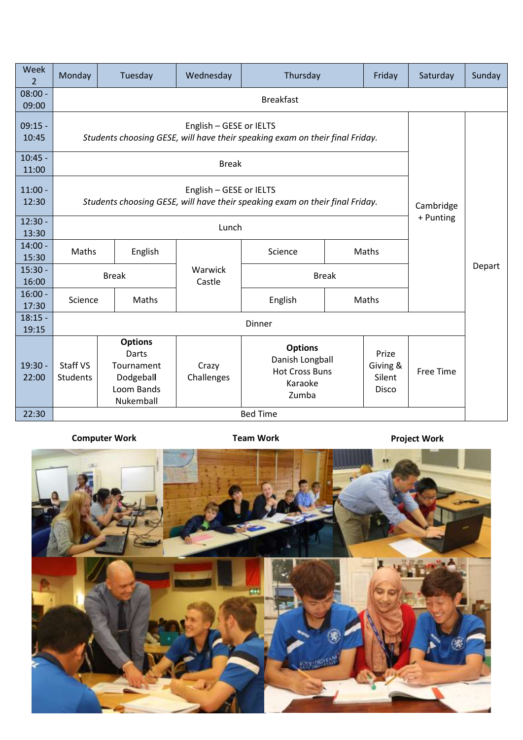| Week 2 | Monday | Tuesday | Wednesday | Thursday | Friday | Saturday | Sunday |
|---|---|---|---|---|---|---|---|
| 08:00 - 09:00 | Breakfast | | | | | | |
| 09:15 - 10:45 | English – GESE or IELTS *Students choosing GESE, will have their speaking exam on their final Friday.* | | | | | Cambridge + Punting | Depart |
| 10:45 - 11:00 | Break | | | | | Cambridge + Punting | Depart |
| 11:00 - 12:30 | English – GESE or IELTS *Students choosing GESE, will have their speaking exam on their final Friday.* | | | | | Cambridge + Punting | Depart |
| 12:30 - 13:30 | Lunch | | | | | Cambridge + Punting | Depart |
| 14:00 - 15:30 | Maths | English | Warwick Castle | Science | Maths | Cambridge + Punting | Depart |
| 15:30 - 16:00 | Break | Break | Warwick Castle | Break | Break | Cambridge + Punting | Depart |
| 16:00 - 17:30 | Science | Maths | Warwick Castle | English | Maths | Cambridge + Punting | Depart |
| 18:15 - 19:15 | Dinner | | | | | | Depart |
| 19:30 - 22:00 | Staff VS Students | **Options** Darts Tournament Dodgeball Loom Bands Nukemball | Crazy Challenges | **Options** Danish Longball Hot Cross Buns Karaoke Zumba | Prize Giving & Silent Disco | Free Time | Depart |
| 22:30 | Bed Time | | | | | | Depart |

**Computer Work** **Team Work** **Project Work**